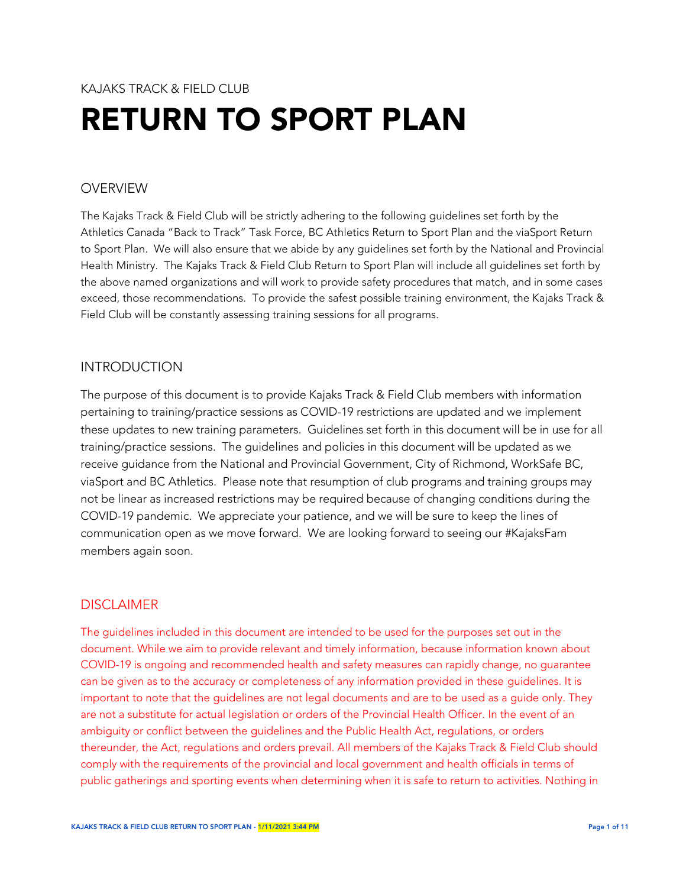KAJAKS TRACK & FIELD CLUB

# RETURN TO SPORT PLAN

## OVERVIEW

The Kajaks Track & Field Club will be strictly adhering to the following guidelines set forth by the Athletics Canada "Back to Track" Task Force, BC Athletics Return to Sport Plan and the viaSport Return to Sport Plan. We will also ensure that we abide by any guidelines set forth by the National and Provincial Health Ministry. The Kajaks Track & Field Club Return to Sport Plan will include all guidelines set forth by the above named organizations and will work to provide safety procedures that match, and in some cases exceed, those recommendations. To provide the safest possible training environment, the Kajaks Track & Field Club will be constantly assessing training sessions for all programs.

## INTRODUCTION

The purpose of this document is to provide Kajaks Track & Field Club members with information pertaining to training/practice sessions as COVID-19 restrictions are updated and we implement these updates to new training parameters. Guidelines set forth in this document will be in use for all training/practice sessions. The guidelines and policies in this document will be updated as we receive guidance from the National and Provincial Government, City of Richmond, WorkSafe BC, viaSport and BC Athletics. Please note that resumption of club programs and training groups may not be linear as increased restrictions may be required because of changing conditions during the COVID-19 pandemic. We appreciate your patience, and we will be sure to keep the lines of communication open as we move forward. We are looking forward to seeing our #KajaksFam members again soon.

## DISCLAIMER

The guidelines included in this document are intended to be used for the purposes set out in the document. While we aim to provide relevant and timely information, because information known about COVID-19 is ongoing and recommended health and safety measures can rapidly change, no guarantee can be given as to the accuracy or completeness of any information provided in these guidelines. It is important to note that the guidelines are not legal documents and are to be used as a guide only. They are not a substitute for actual legislation or orders of the Provincial Health Officer. In the event of an ambiguity or conflict between the guidelines and the Public Health Act, regulations, or orders thereunder, the Act, regulations and orders prevail. All members of the Kajaks Track & Field Club should comply with the requirements of the provincial and local government and health officials in terms of public gatherings and sporting events when determining when it is safe to return to activities. Nothing in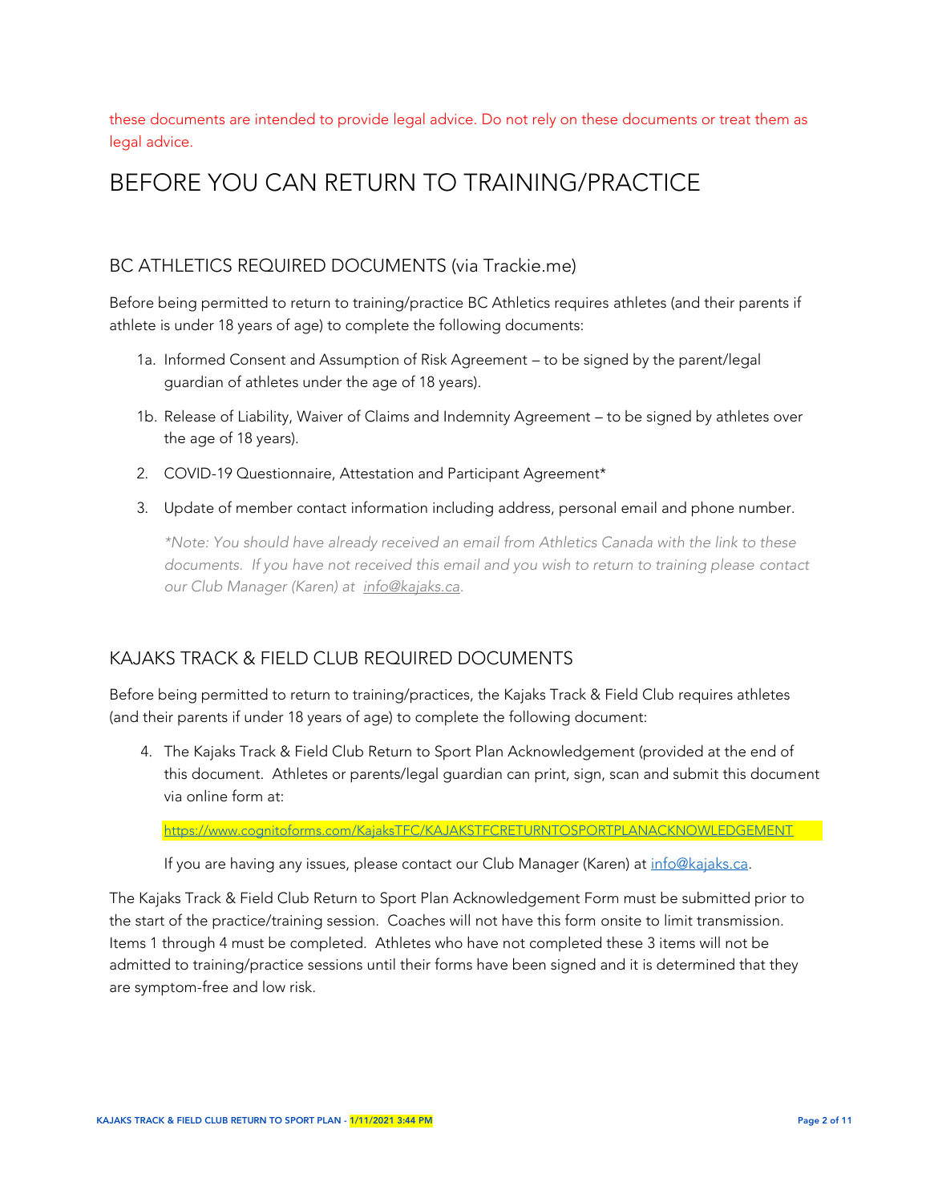these documents are intended to provide legal advice. Do not rely on these documents or treat them as legal advice.

# BEFORE YOU CAN RETURN TO TRAINING/PRACTICE

## BC ATHLETICS REQUIRED DOCUMENTS (via Trackie.me)

Before being permitted to return to training/practice BC Athletics requires athletes (and their parents if athlete is under 18 years of age) to complete the following documents:

1a. Informed Consent and Assumption of Risk Agreement – to be signed by the parent/legal guardian of athletes under the age of 18 years).

1b. Release of Liability, Waiver of Claims and Indemnity Agreement – to be signed by athletes over the age of 18 years).

2. COVID-19 Questionnaire, Attestation and Participant Agreement*

3. Update of member contact information including address, personal email and phone number.

   *\*Note: You should have already received an email from Athletics Canada with the link to these documents. If you have not received this email and you wish to return to training please contact our Club Manager (Karen) at info@kajaks.ca.*

## KAJAKS TRACK & FIELD CLUB REQUIRED DOCUMENTS

Before being permitted to return to training/practices, the Kajaks Track & Field Club requires athletes (and their parents if under 18 years of age) to complete the following document:

4. The Kajaks Track & Field Club Return to Sport Plan Acknowledgement (provided at the end of this document. Athletes or parents/legal guardian can print, sign, scan and submit this document via online form at:

   https://www.cognitoforms.com/KajaksTFC/KAJAKSTFCRETURNTOSPORTPLANACKNOWLEDGEMENT

   If you are having any issues, please contact our Club Manager (Karen) at info@kajaks.ca.

The Kajaks Track & Field Club Return to Sport Plan Acknowledgement Form must be submitted prior to the start of the practice/training session. Coaches will not have this form onsite to limit transmission. Items 1 through 4 must be completed. Athletes who have not completed these 3 items will not be admitted to training/practice sessions until their forms have been signed and it is determined that they are symptom-free and low risk.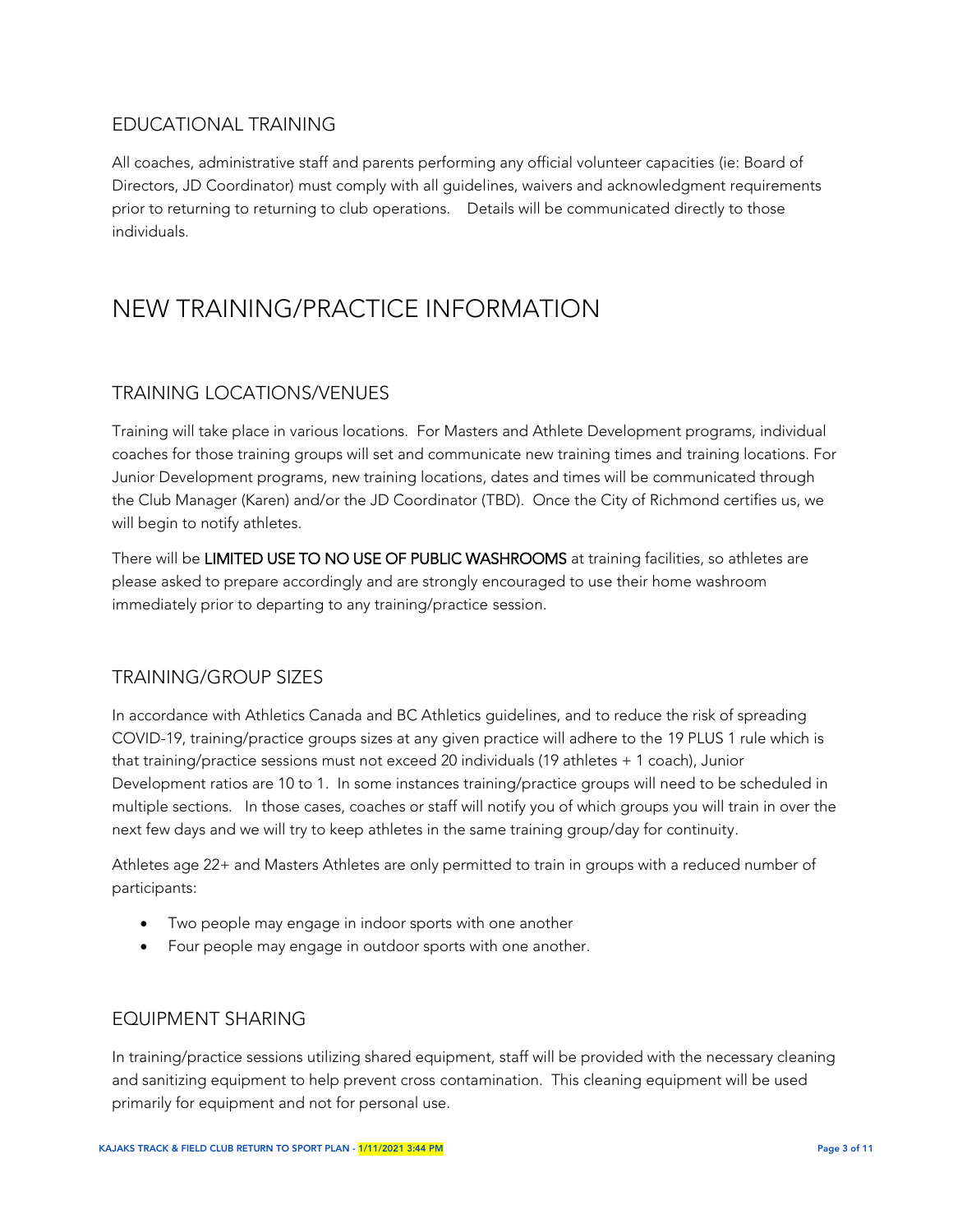## EDUCATIONAL TRAINING

All coaches, administrative staff and parents performing any official volunteer capacities (ie: Board of Directors, JD Coordinator) must comply with all guidelines, waivers and acknowledgment requirements prior to returning to returning to club operations. Details will be communicated directly to those individuals.

# NEW TRAINING/PRACTICE INFORMATION

## TRAINING LOCATIONS/VENUES

Training will take place in various locations. For Masters and Athlete Development programs, individual coaches for those training groups will set and communicate new training times and training locations. For Junior Development programs, new training locations, dates and times will be communicated through the Club Manager (Karen) and/or the JD Coordinator (TBD). Once the City of Richmond certifies us, we will begin to notify athletes.

There will be LIMITED USE TO NO USE OF PUBLIC WASHROOMS at training facilities, so athletes are please asked to prepare accordingly and are strongly encouraged to use their home washroom immediately prior to departing to any training/practice session.

## TRAINING/GROUP SIZES

In accordance with Athletics Canada and BC Athletics guidelines, and to reduce the risk of spreading COVID-19, training/practice groups sizes at any given practice will adhere to the 19 PLUS 1 rule which is that training/practice sessions must not exceed 20 individuals (19 athletes + 1 coach), Junior Development ratios are 10 to 1. In some instances training/practice groups will need to be scheduled in multiple sections. In those cases, coaches or staff will notify you of which groups you will train in over the next few days and we will try to keep athletes in the same training group/day for continuity.

Athletes age 22+ and Masters Athletes are only permitted to train in groups with a reduced number of participants:

- Two people may engage in indoor sports with one another
- Four people may engage in outdoor sports with one another.

## EQUIPMENT SHARING

In training/practice sessions utilizing shared equipment, staff will be provided with the necessary cleaning and sanitizing equipment to help prevent cross contamination. This cleaning equipment will be used primarily for equipment and not for personal use.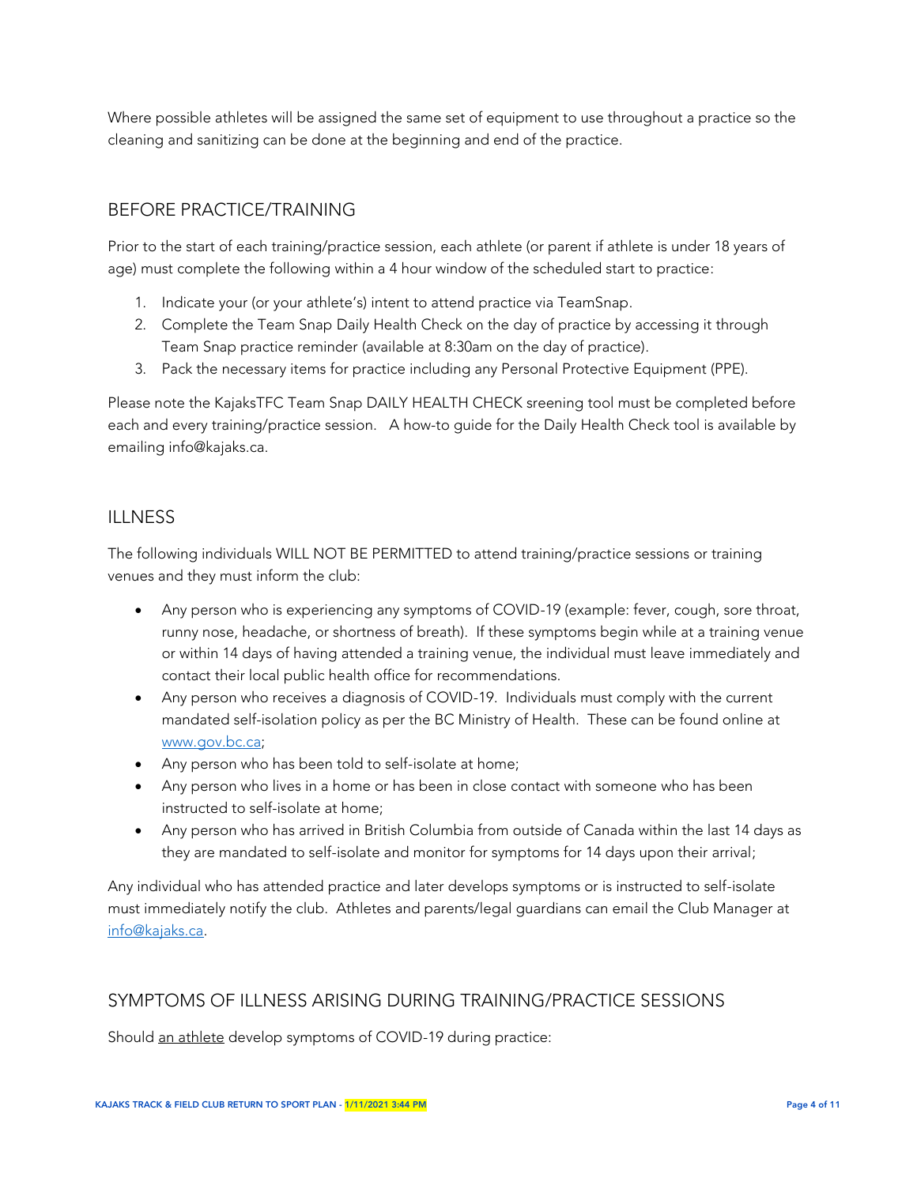Where possible athletes will be assigned the same set of equipment to use throughout a practice so the cleaning and sanitizing can be done at the beginning and end of the practice.

## BEFORE PRACTICE/TRAINING

Prior to the start of each training/practice session, each athlete (or parent if athlete is under 18 years of age) must complete the following within a 4 hour window of the scheduled start to practice:

1. Indicate your (or your athlete's) intent to attend practice via TeamSnap.
2. Complete the Team Snap Daily Health Check on the day of practice by accessing it through Team Snap practice reminder (available at 8:30am on the day of practice).
3. Pack the necessary items for practice including any Personal Protective Equipment (PPE).

Please note the KajaksTFC Team Snap DAILY HEALTH CHECK sreening tool must be completed before each and every training/practice session. A how-to guide for the Daily Health Check tool is available by emailing info@kajaks.ca.

## ILLNESS

The following individuals WILL NOT BE PERMITTED to attend training/practice sessions or training venues and they must inform the club:

- Any person who is experiencing any symptoms of COVID-19 (example: fever, cough, sore throat, runny nose, headache, or shortness of breath). If these symptoms begin while at a training venue or within 14 days of having attended a training venue, the individual must leave immediately and contact their local public health office for recommendations.
- Any person who receives a diagnosis of COVID-19. Individuals must comply with the current mandated self-isolation policy as per the BC Ministry of Health. These can be found online at [www.gov.bc.ca](http://www.gov.bc.ca);
- Any person who has been told to self-isolate at home;
- Any person who lives in a home or has been in close contact with someone who has been instructed to self-isolate at home;
- Any person who has arrived in British Columbia from outside of Canada within the last 14 days as they are mandated to self-isolate and monitor for symptoms for 14 days upon their arrival;

Any individual who has attended practice and later develops symptoms or is instructed to self-isolate must immediately notify the club. Athletes and parents/legal guardians can email the Club Manager at [info@kajaks.ca](mailto:info@kajaks.ca).

## SYMPTOMS OF ILLNESS ARISING DURING TRAINING/PRACTICE SESSIONS

Should <u>an athlete</u> develop symptoms of COVID-19 during practice: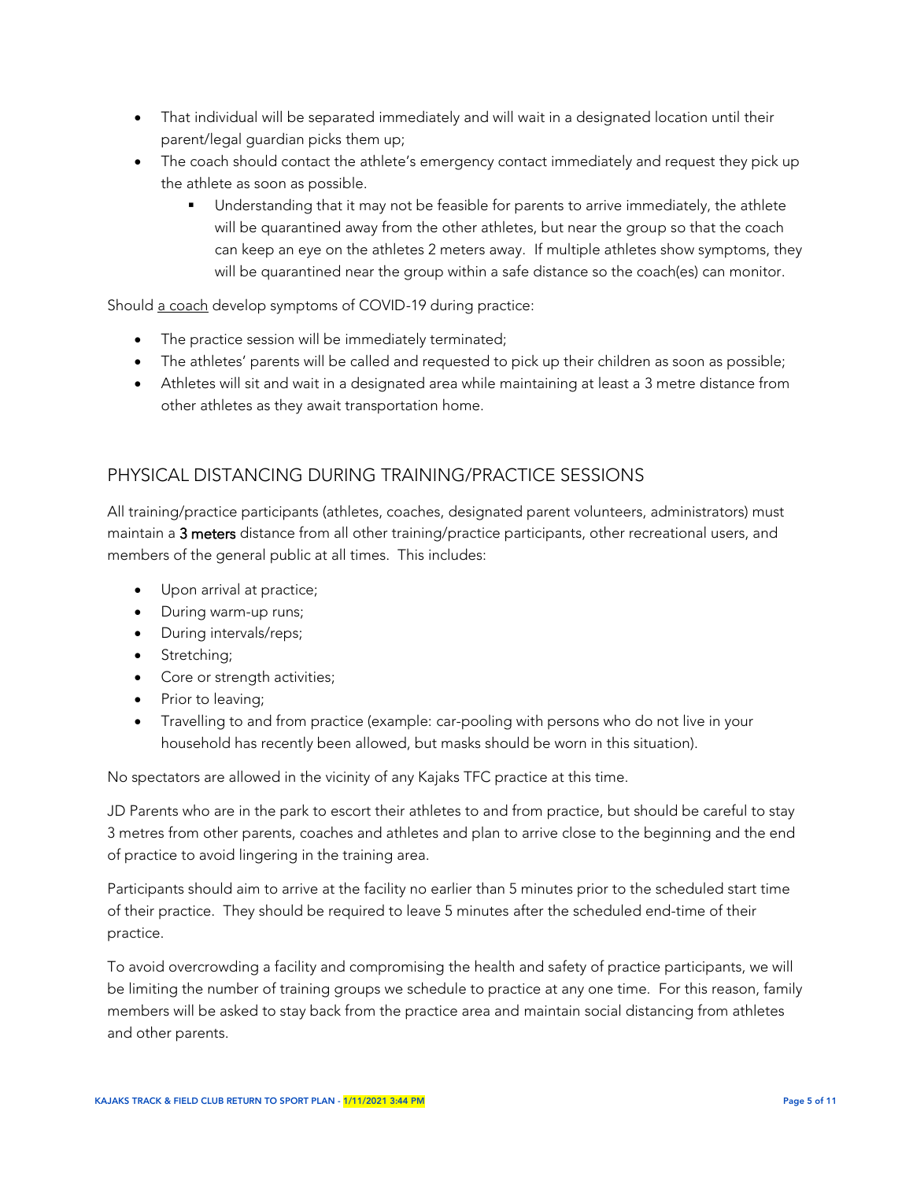- That individual will be separated immediately and will wait in a designated location until their parent/legal guardian picks them up;
- The coach should contact the athlete's emergency contact immediately and request they pick up the athlete as soon as possible.
  - Understanding that it may not be feasible for parents to arrive immediately, the athlete will be quarantined away from the other athletes, but near the group so that the coach can keep an eye on the athletes 2 meters away. If multiple athletes show symptoms, they will be quarantined near the group within a safe distance so the coach(es) can monitor.

Should a coach develop symptoms of COVID-19 during practice:

- The practice session will be immediately terminated;
- The athletes' parents will be called and requested to pick up their children as soon as possible;
- Athletes will sit and wait in a designated area while maintaining at least a 3 metre distance from other athletes as they await transportation home.

## PHYSICAL DISTANCING DURING TRAINING/PRACTICE SESSIONS

All training/practice participants (athletes, coaches, designated parent volunteers, administrators) must maintain a **3 meters** distance from all other training/practice participants, other recreational users, and members of the general public at all times. This includes:

- Upon arrival at practice;
- During warm-up runs;
- During intervals/reps;
- Stretching;
- Core or strength activities;
- Prior to leaving;
- Travelling to and from practice (example: car-pooling with persons who do not live in your household has recently been allowed, but masks should be worn in this situation).

No spectators are allowed in the vicinity of any Kajaks TFC practice at this time.

JD Parents who are in the park to escort their athletes to and from practice, but should be careful to stay 3 metres from other parents, coaches and athletes and plan to arrive close to the beginning and the end of practice to avoid lingering in the training area.

Participants should aim to arrive at the facility no earlier than 5 minutes prior to the scheduled start time of their practice. They should be required to leave 5 minutes after the scheduled end-time of their practice.

To avoid overcrowding a facility and compromising the health and safety of practice participants, we will be limiting the number of training groups we schedule to practice at any one time. For this reason, family members will be asked to stay back from the practice area and maintain social distancing from athletes and other parents.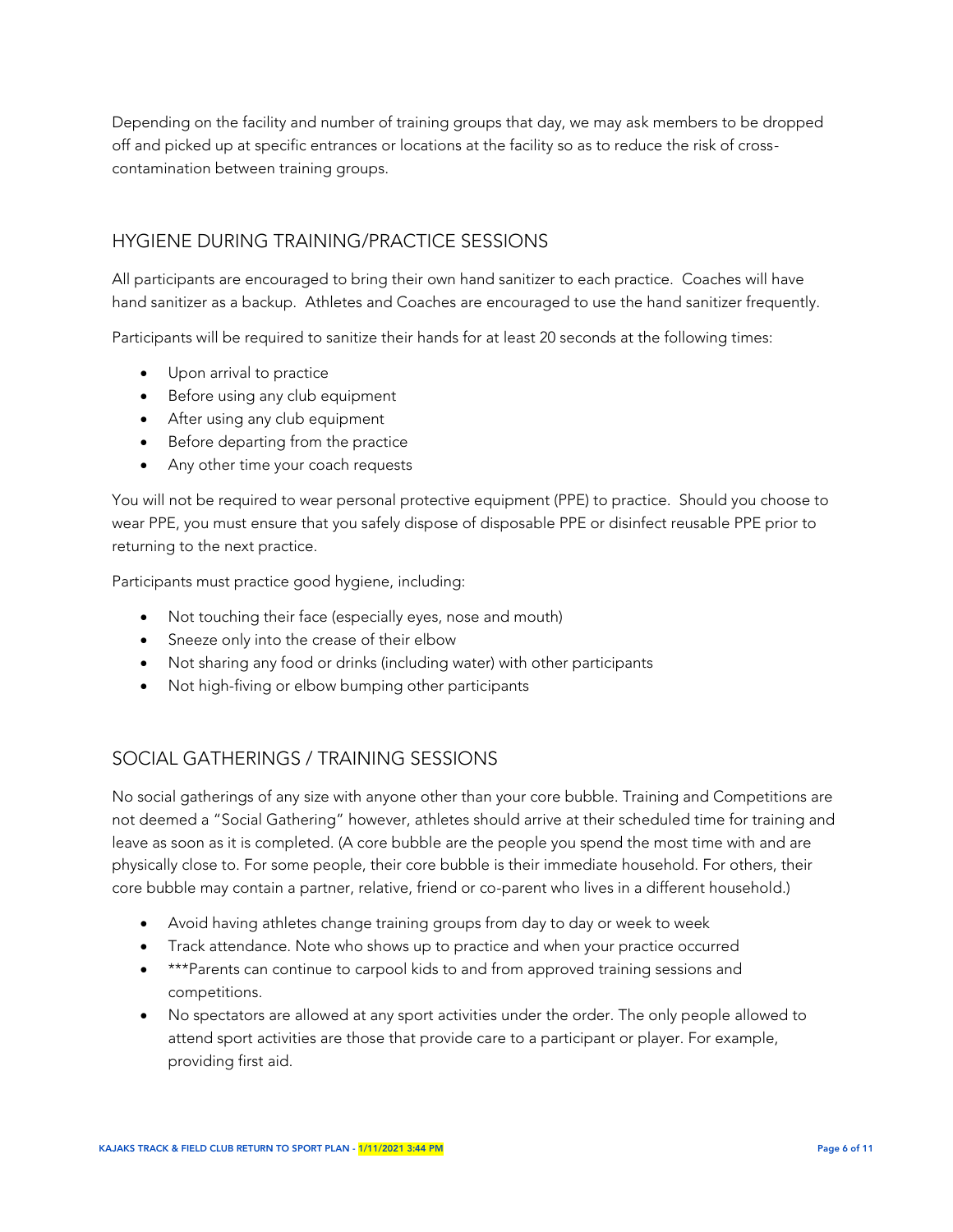Depending on the facility and number of training groups that day, we may ask members to be dropped off and picked up at specific entrances or locations at the facility so as to reduce the risk of cross-contamination between training groups.

## HYGIENE DURING TRAINING/PRACTICE SESSIONS

All participants are encouraged to bring their own hand sanitizer to each practice. Coaches will have hand sanitizer as a backup. Athletes and Coaches are encouraged to use the hand sanitizer frequently.

Participants will be required to sanitize their hands for at least 20 seconds at the following times:

- Upon arrival to practice
- Before using any club equipment
- After using any club equipment
- Before departing from the practice
- Any other time your coach requests

You will not be required to wear personal protective equipment (PPE) to practice. Should you choose to wear PPE, you must ensure that you safely dispose of disposable PPE or disinfect reusable PPE prior to returning to the next practice.

Participants must practice good hygiene, including:

- Not touching their face (especially eyes, nose and mouth)
- Sneeze only into the crease of their elbow
- Not sharing any food or drinks (including water) with other participants
- Not high-fiving or elbow bumping other participants

## SOCIAL GATHERINGS / TRAINING SESSIONS

No social gatherings of any size with anyone other than your core bubble. Training and Competitions are not deemed a "Social Gathering" however, athletes should arrive at their scheduled time for training and leave as soon as it is completed. (A core bubble are the people you spend the most time with and are physically close to. For some people, their core bubble is their immediate household. For others, their core bubble may contain a partner, relative, friend or co-parent who lives in a different household.)

- Avoid having athletes change training groups from day to day or week to week
- Track attendance. Note who shows up to practice and when your practice occurred
- ***Parents can continue to carpool kids to and from approved training sessions and competitions.
- No spectators are allowed at any sport activities under the order. The only people allowed to attend sport activities are those that provide care to a participant or player. For example, providing first aid.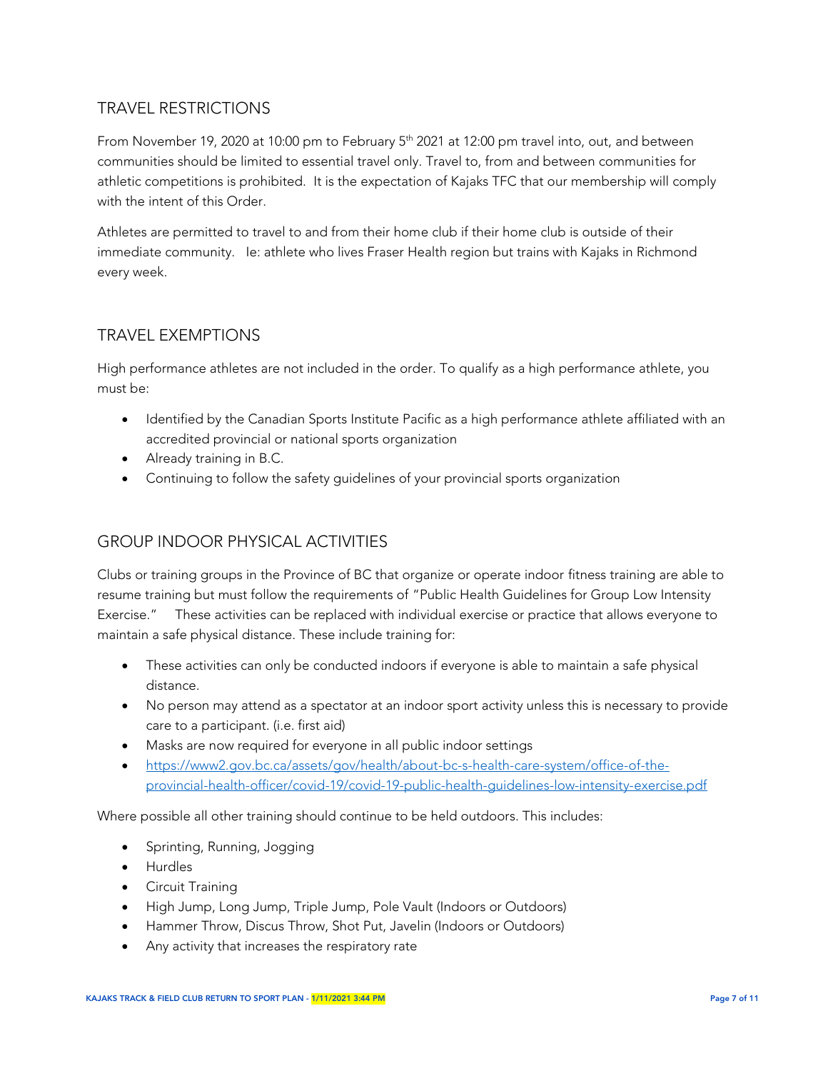## TRAVEL RESTRICTIONS

From November 19, 2020 at 10:00 pm to February 5th 2021 at 12:00 pm travel into, out, and between communities should be limited to essential travel only. Travel to, from and between communities for athletic competitions is prohibited. It is the expectation of Kajaks TFC that our membership will comply with the intent of this Order.

Athletes are permitted to travel to and from their home club if their home club is outside of their immediate community. Ie: athlete who lives Fraser Health region but trains with Kajaks in Richmond every week.

## TRAVEL EXEMPTIONS

High performance athletes are not included in the order. To qualify as a high performance athlete, you must be:

- Identified by the Canadian Sports Institute Pacific as a high performance athlete affiliated with an accredited provincial or national sports organization
- Already training in B.C.
- Continuing to follow the safety guidelines of your provincial sports organization

## GROUP INDOOR PHYSICAL ACTIVITIES

Clubs or training groups in the Province of BC that organize or operate indoor fitness training are able to resume training but must follow the requirements of "Public Health Guidelines for Group Low Intensity Exercise." These activities can be replaced with individual exercise or practice that allows everyone to maintain a safe physical distance. These include training for:

- These activities can only be conducted indoors if everyone is able to maintain a safe physical distance.
- No person may attend as a spectator at an indoor sport activity unless this is necessary to provide care to a participant. (i.e. first aid)
- Masks are now required for everyone in all public indoor settings
- [https://www2.gov.bc.ca/assets/gov/health/about-bc-s-health-care-system/office-of-the-provincial-health-officer/covid-19/covid-19-public-health-guidelines-low-intensity-exercise.pdf](https://www2.gov.bc.ca/assets/gov/health/about-bc-s-health-care-system/office-of-the-provincial-health-officer/covid-19/covid-19-public-health-guidelines-low-intensity-exercise.pdf)

Where possible all other training should continue to be held outdoors. This includes:

- Sprinting, Running, Jogging
- Hurdles
- Circuit Training
- High Jump, Long Jump, Triple Jump, Pole Vault (Indoors or Outdoors)
- Hammer Throw, Discus Throw, Shot Put, Javelin (Indoors or Outdoors)
- Any activity that increases the respiratory rate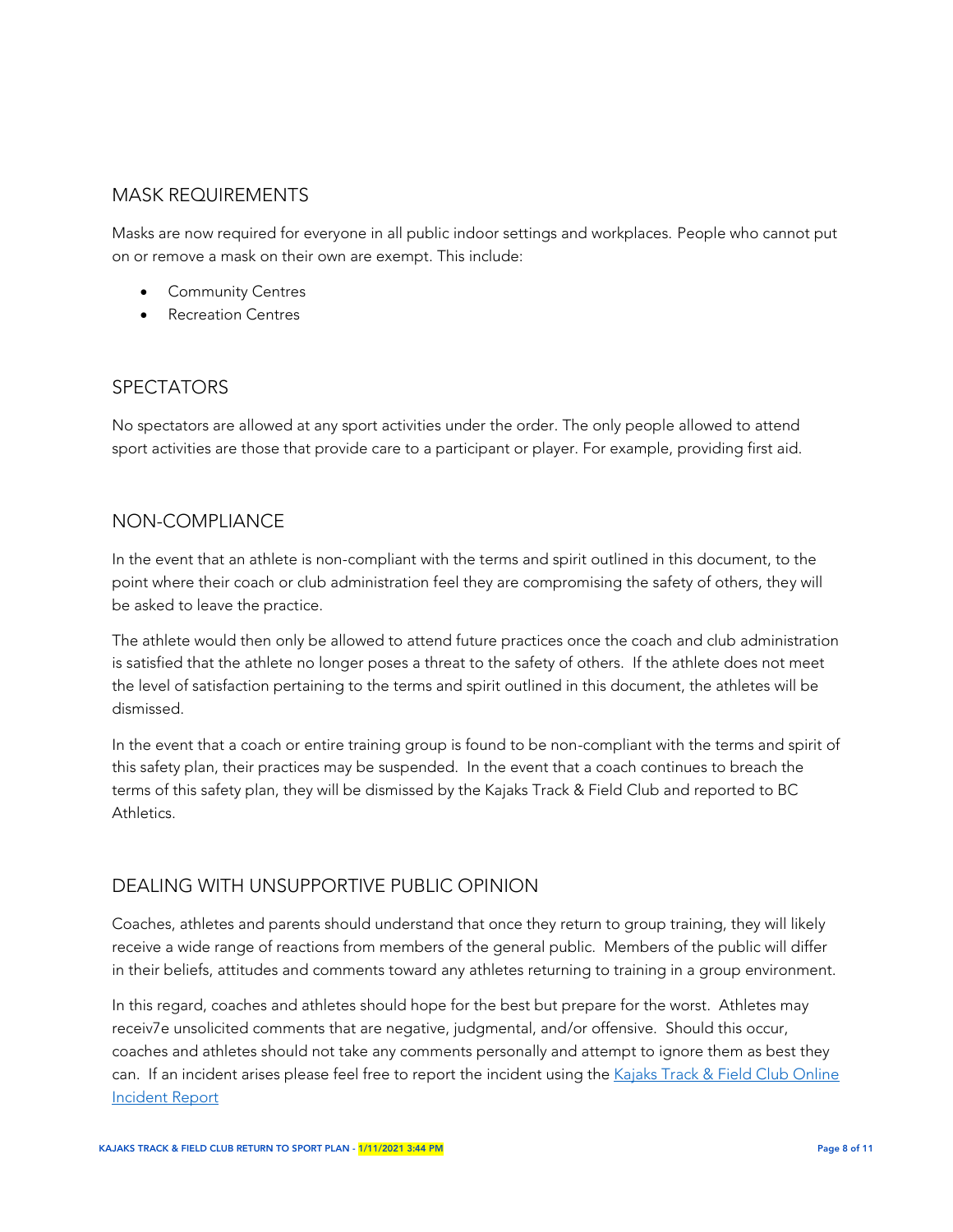## MASK REQUIREMENTS

Masks are now required for everyone in all public indoor settings and workplaces. People who cannot put on or remove a mask on their own are exempt. This include:

- Community Centres
- Recreation Centres

## SPECTATORS

No spectators are allowed at any sport activities under the order. The only people allowed to attend sport activities are those that provide care to a participant or player. For example, providing first aid.

## NON-COMPLIANCE

In the event that an athlete is non-compliant with the terms and spirit outlined in this document, to the point where their coach or club administration feel they are compromising the safety of others, they will be asked to leave the practice.

The athlete would then only be allowed to attend future practices once the coach and club administration is satisfied that the athlete no longer poses a threat to the safety of others. If the athlete does not meet the level of satisfaction pertaining to the terms and spirit outlined in this document, the athletes will be dismissed.

In the event that a coach or entire training group is found to be non-compliant with the terms and spirit of this safety plan, their practices may be suspended. In the event that a coach continues to breach the terms of this safety plan, they will be dismissed by the Kajaks Track & Field Club and reported to BC Athletics.

## DEALING WITH UNSUPPORTIVE PUBLIC OPINION

Coaches, athletes and parents should understand that once they return to group training, they will likely receive a wide range of reactions from members of the general public. Members of the public will differ in their beliefs, attitudes and comments toward any athletes returning to training in a group environment.

In this regard, coaches and athletes should hope for the best but prepare for the worst. Athletes may receiv7e unsolicited comments that are negative, judgmental, and/or offensive. Should this occur, coaches and athletes should not take any comments personally and attempt to ignore them as best they can. If an incident arises please feel free to report the incident using the [Kajaks Track & Field Club Online Incident Report]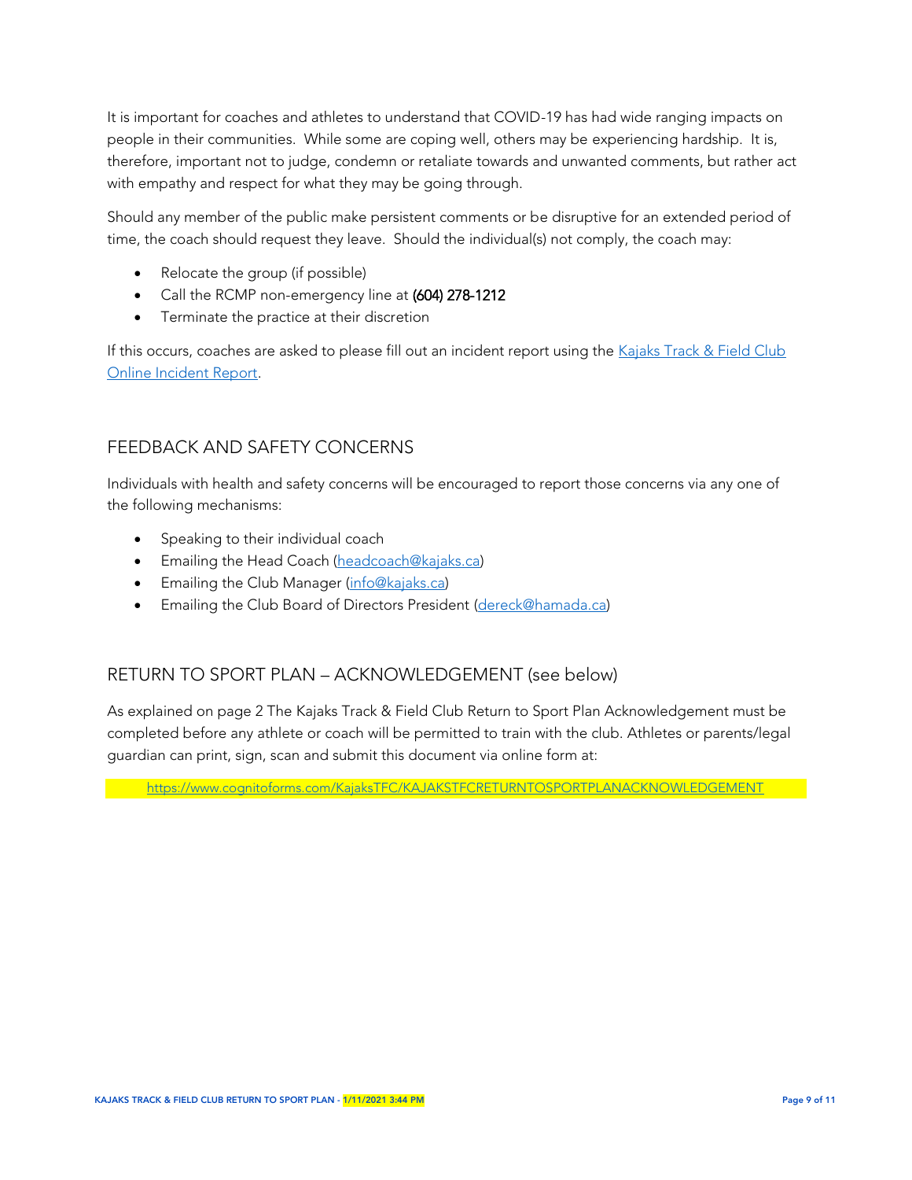It is important for coaches and athletes to understand that COVID-19 has had wide ranging impacts on people in their communities. While some are coping well, others may be experiencing hardship. It is, therefore, important not to judge, condemn or retaliate towards and unwanted comments, but rather act with empathy and respect for what they may be going through.

Should any member of the public make persistent comments or be disruptive for an extended period of time, the coach should request they leave. Should the individual(s) not comply, the coach may:

- Relocate the group (if possible)
- Call the RCMP non-emergency line at **(604) 278-1212**
- Terminate the practice at their discretion

If this occurs, coaches are asked to please fill out an incident report using the [Kajaks Track & Field Club Online Incident Report](#).

## FEEDBACK AND SAFETY CONCERNS

Individuals with health and safety concerns will be encouraged to report those concerns via any one of the following mechanisms:

- Speaking to their individual coach
- Emailing the Head Coach ([headcoach@kajaks.ca](mailto:headcoach@kajaks.ca))
- Emailing the Club Manager ([info@kajaks.ca](mailto:info@kajaks.ca))
- Emailing the Club Board of Directors President ([dereck@hamada.ca](mailto:dereck@hamada.ca))

## RETURN TO SPORT PLAN – ACKNOWLEDGEMENT (see below)

As explained on page 2 The Kajaks Track & Field Club Return to Sport Plan Acknowledgement must be completed before any athlete or coach will be permitted to train with the club. Athletes or parents/legal guardian can print, sign, scan and submit this document via online form at:

https://www.cognitoforms.com/KajaksTFC/KAJAKSTFCRETURNTOSPORTPLANACKNOWLEDGEMENT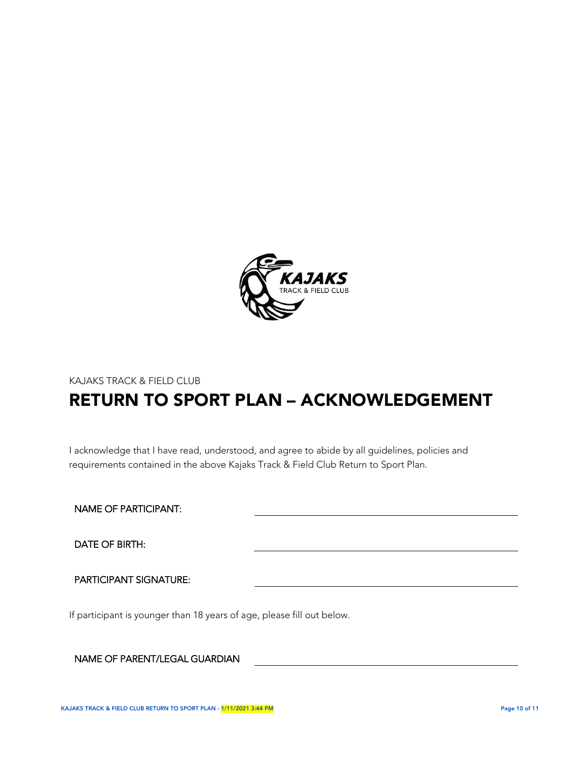KAJAKS TRACK & FIELD CLUB

# RETURN TO SPORT PLAN – ACKNOWLEDGEMENT

I acknowledge that I have read, understood, and agree to abide by all guidelines, policies and requirements contained in the above Kajaks Track & Field Club Return to Sport Plan.

NAME OF PARTICIPANT: ______________________________

DATE OF BIRTH: ______________________________

PARTICIPANT SIGNATURE: ______________________________

If participant is younger than 18 years of age, please fill out below.

NAME OF PARENT/LEGAL GUARDIAN ______________________________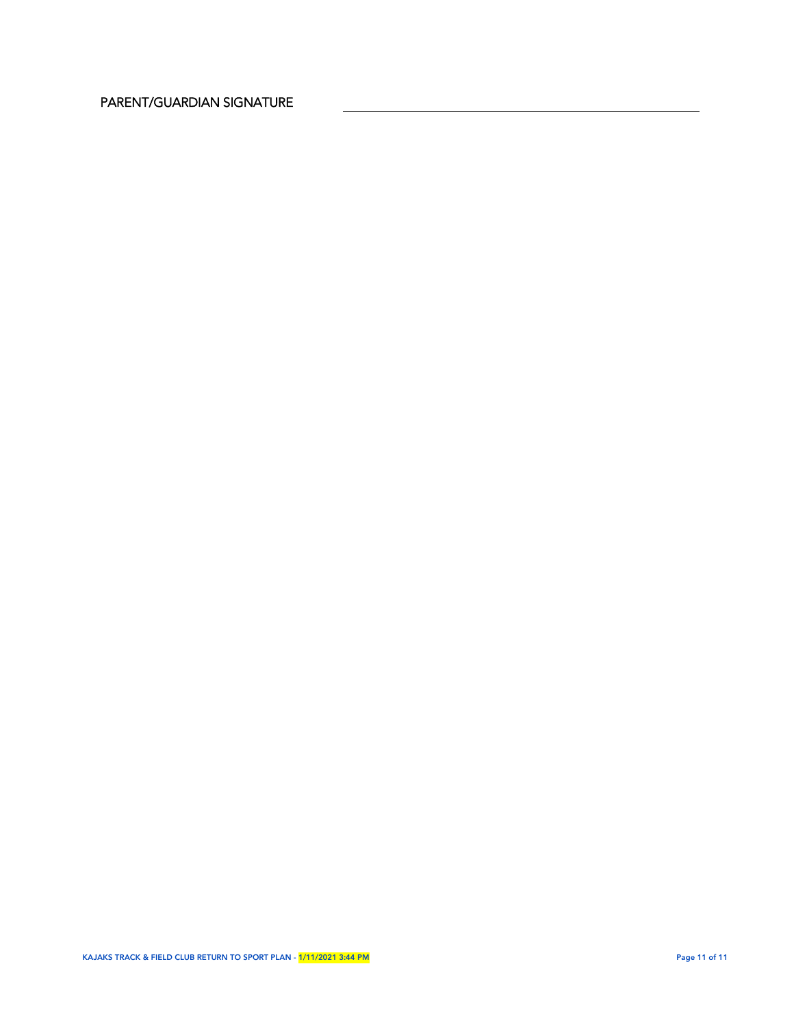PARENT/GUARDIAN SIGNATURE ________________________________________